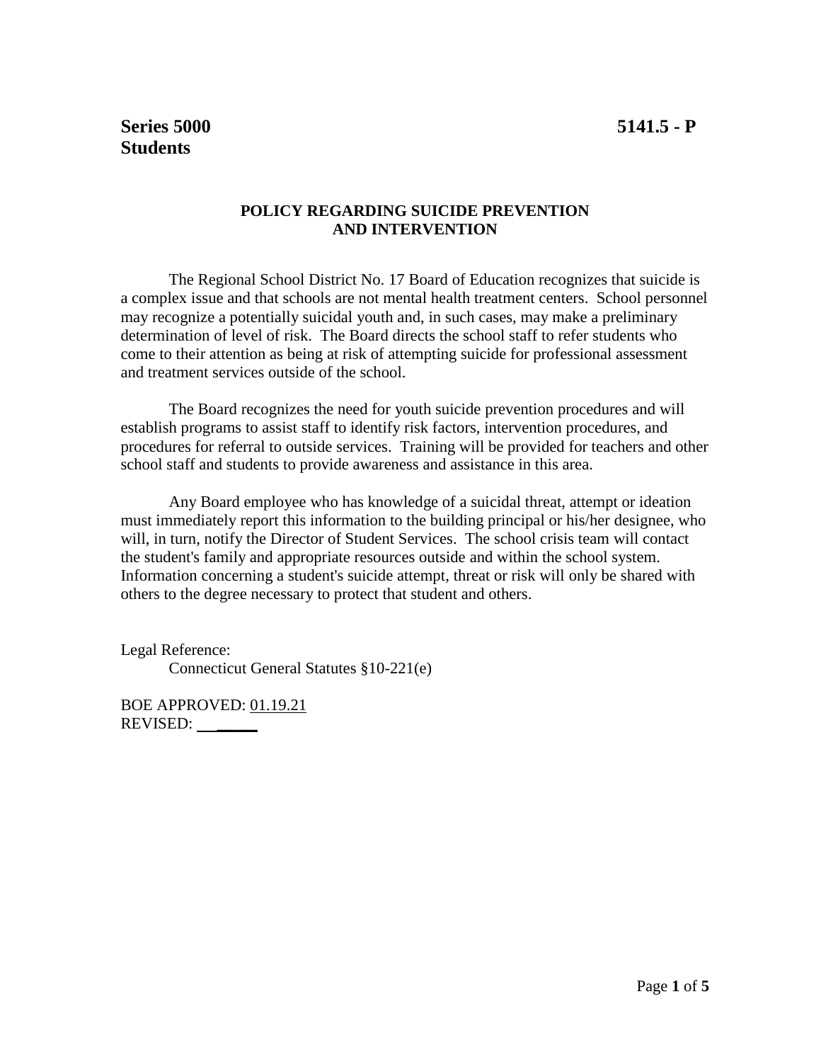**Series 5000** **5141.5 - P**
**Students**

## POLICY REGARDING SUICIDE PREVENTION AND INTERVENTION

The Regional School District No. 17 Board of Education recognizes that suicide is a complex issue and that schools are not mental health treatment centers. School personnel may recognize a potentially suicidal youth and, in such cases, may make a preliminary determination of level of risk. The Board directs the school staff to refer students who come to their attention as being at risk of attempting suicide for professional assessment and treatment services outside of the school.

The Board recognizes the need for youth suicide prevention procedures and will establish programs to assist staff to identify risk factors, intervention procedures, and procedures for referral to outside services. Training will be provided for teachers and other school staff and students to provide awareness and assistance in this area.

Any Board employee who has knowledge of a suicidal threat, attempt or ideation must immediately report this information to the building principal or his/her designee, who will, in turn, notify the Director of Student Services. The school crisis team will contact the student's family and appropriate resources outside and within the school system. Information concerning a student's suicide attempt, threat or risk will only be shared with others to the degree necessary to protect that student and others.

Legal Reference:
Connecticut General Statutes §10-221(e)

BOE APPROVED: 01.19.21
REVISED: ________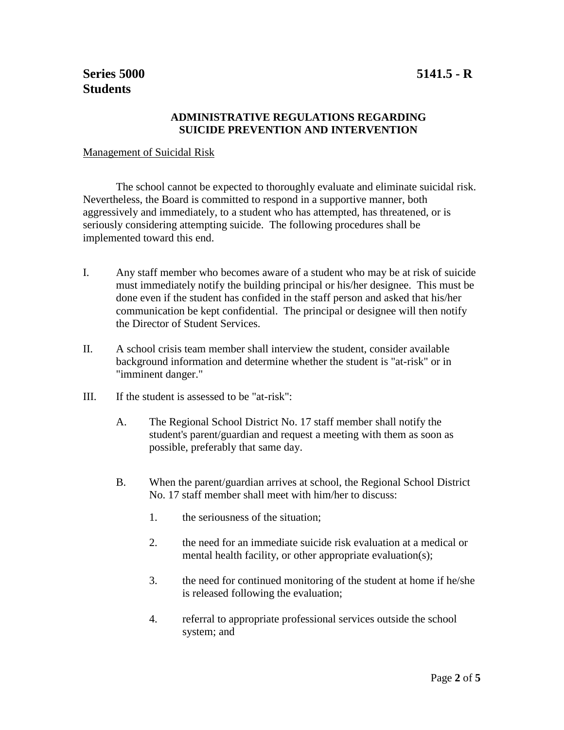**Series 5000 Students** **5141.5 - R**

## ADMINISTRATIVE REGULATIONS REGARDING SUICIDE PREVENTION AND INTERVENTION

Management of Suicidal Risk

The school cannot be expected to thoroughly evaluate and eliminate suicidal risk. Nevertheless, the Board is committed to respond in a supportive manner, both aggressively and immediately, to a student who has attempted, has threatened, or is seriously considering attempting suicide. The following procedures shall be implemented toward this end.

I. Any staff member who becomes aware of a student who may be at risk of suicide must immediately notify the building principal or his/her designee. This must be done even if the student has confided in the staff person and asked that his/her communication be kept confidential. The principal or designee will then notify the Director of Student Services.

II. A school crisis team member shall interview the student, consider available background information and determine whether the student is "at-risk" or in "imminent danger."

III. If the student is assessed to be "at-risk":

   A. The Regional School District No. 17 staff member shall notify the student's parent/guardian and request a meeting with them as soon as possible, preferably that same day.

   B. When the parent/guardian arrives at school, the Regional School District No. 17 staff member shall meet with him/her to discuss:

      1. the seriousness of the situation;

      2. the need for an immediate suicide risk evaluation at a medical or mental health facility, or other appropriate evaluation(s);

      3. the need for continued monitoring of the student at home if he/she is released following the evaluation;

      4. referral to appropriate professional services outside the school system; and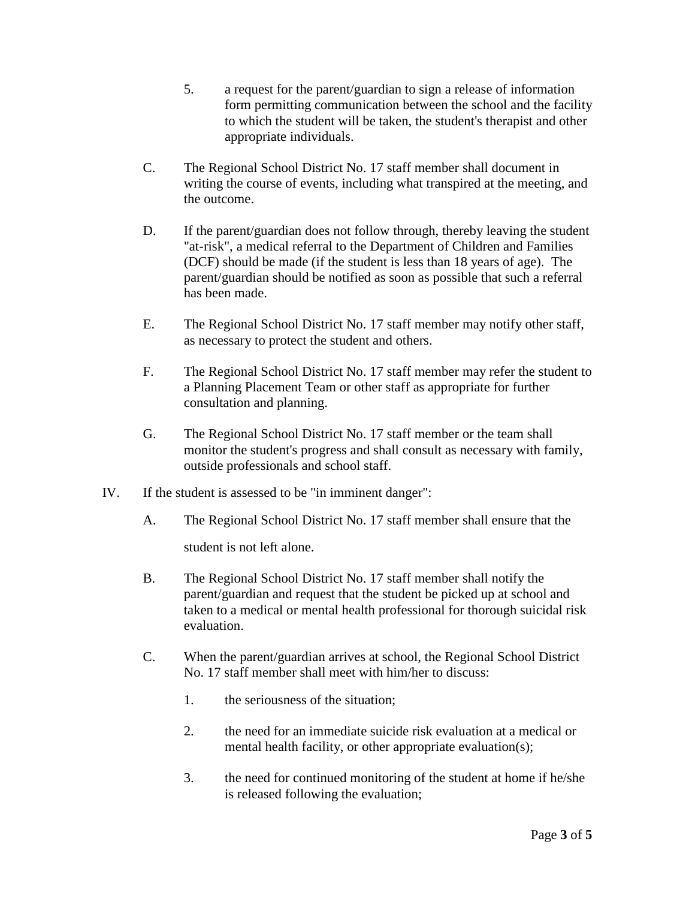5. a request for the parent/guardian to sign a release of information form permitting communication between the school and the facility to which the student will be taken, the student's therapist and other appropriate individuals.

C. The Regional School District No. 17 staff member shall document in writing the course of events, including what transpired at the meeting, and the outcome.

D. If the parent/guardian does not follow through, thereby leaving the student "at-risk", a medical referral to the Department of Children and Families (DCF) should be made (if the student is less than 18 years of age). The parent/guardian should be notified as soon as possible that such a referral has been made.

E. The Regional School District No. 17 staff member may notify other staff, as necessary to protect the student and others.

F. The Regional School District No. 17 staff member may refer the student to a Planning Placement Team or other staff as appropriate for further consultation and planning.

G. The Regional School District No. 17 staff member or the team shall monitor the student's progress and shall consult as necessary with family, outside professionals and school staff.

IV. If the student is assessed to be "in imminent danger":

A. The Regional School District No. 17 staff member shall ensure that the student is not left alone.

B. The Regional School District No. 17 staff member shall notify the parent/guardian and request that the student be picked up at school and taken to a medical or mental health professional for thorough suicidal risk evaluation.

C. When the parent/guardian arrives at school, the Regional School District No. 17 staff member shall meet with him/her to discuss:

1. the seriousness of the situation;

2. the need for an immediate suicide risk evaluation at a medical or mental health facility, or other appropriate evaluation(s);

3. the need for continued monitoring of the student at home if he/she is released following the evaluation;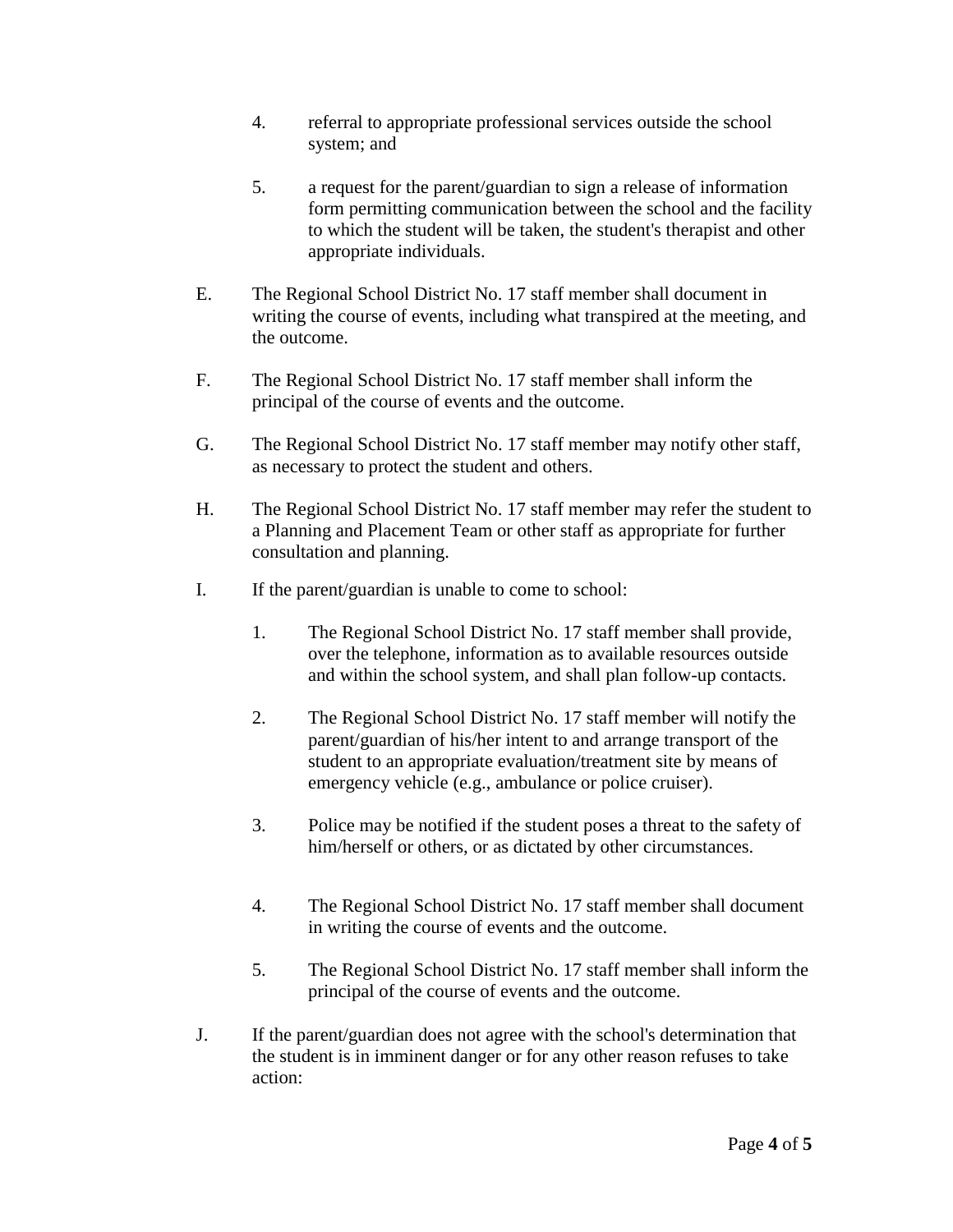4. referral to appropriate professional services outside the school system; and

5. a request for the parent/guardian to sign a release of information form permitting communication between the school and the facility to which the student will be taken, the student's therapist and other appropriate individuals.

E. The Regional School District No. 17 staff member shall document in writing the course of events, including what transpired at the meeting, and the outcome.

F. The Regional School District No. 17 staff member shall inform the principal of the course of events and the outcome.

G. The Regional School District No. 17 staff member may notify other staff, as necessary to protect the student and others.

H. The Regional School District No. 17 staff member may refer the student to a Planning and Placement Team or other staff as appropriate for further consultation and planning.

I. If the parent/guardian is unable to come to school:

1. The Regional School District No. 17 staff member shall provide, over the telephone, information as to available resources outside and within the school system, and shall plan follow-up contacts.

2. The Regional School District No. 17 staff member will notify the parent/guardian of his/her intent to and arrange transport of the student to an appropriate evaluation/treatment site by means of emergency vehicle (e.g., ambulance or police cruiser).

3. Police may be notified if the student poses a threat to the safety of him/herself or others, or as dictated by other circumstances.

4. The Regional School District No. 17 staff member shall document in writing the course of events and the outcome.

5. The Regional School District No. 17 staff member shall inform the principal of the course of events and the outcome.

J. If the parent/guardian does not agree with the school's determination that the student is in imminent danger or for any other reason refuses to take action: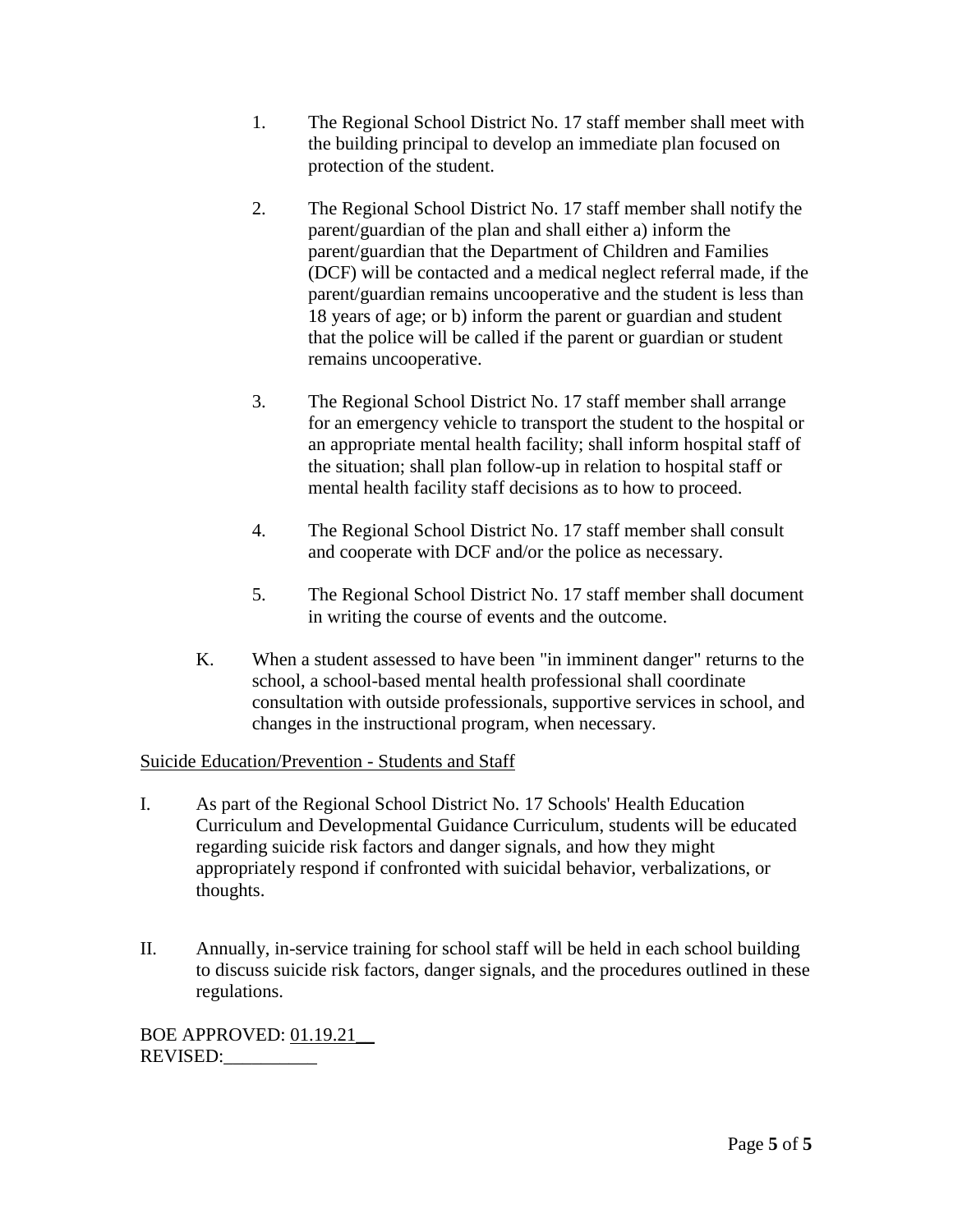1. The Regional School District No. 17 staff member shall meet with the building principal to develop an immediate plan focused on protection of the student.

2. The Regional School District No. 17 staff member shall notify the parent/guardian of the plan and shall either a) inform the parent/guardian that the Department of Children and Families (DCF) will be contacted and a medical neglect referral made, if the parent/guardian remains uncooperative and the student is less than 18 years of age; or b) inform the parent or guardian and student that the police will be called if the parent or guardian or student remains uncooperative.

3. The Regional School District No. 17 staff member shall arrange for an emergency vehicle to transport the student to the hospital or an appropriate mental health facility; shall inform hospital staff of the situation; shall plan follow-up in relation to hospital staff or mental health facility staff decisions as to how to proceed.

4. The Regional School District No. 17 staff member shall consult and cooperate with DCF and/or the police as necessary.

5. The Regional School District No. 17 staff member shall document in writing the course of events and the outcome.

K. When a student assessed to have been "in imminent danger" returns to the school, a school-based mental health professional shall coordinate consultation with outside professionals, supportive services in school, and changes in the instructional program, when necessary.

<u>Suicide Education/Prevention - Students and Staff</u>

I. As part of the Regional School District No. 17 Schools' Health Education Curriculum and Developmental Guidance Curriculum, students will be educated regarding suicide risk factors and danger signals, and how they might appropriately respond if confronted with suicidal behavior, verbalizations, or thoughts.

II. Annually, in-service training for school staff will be held in each school building to discuss suicide risk factors, danger signals, and the procedures outlined in these regulations.

BOE APPROVED: 01.19.21__
REVISED:__________